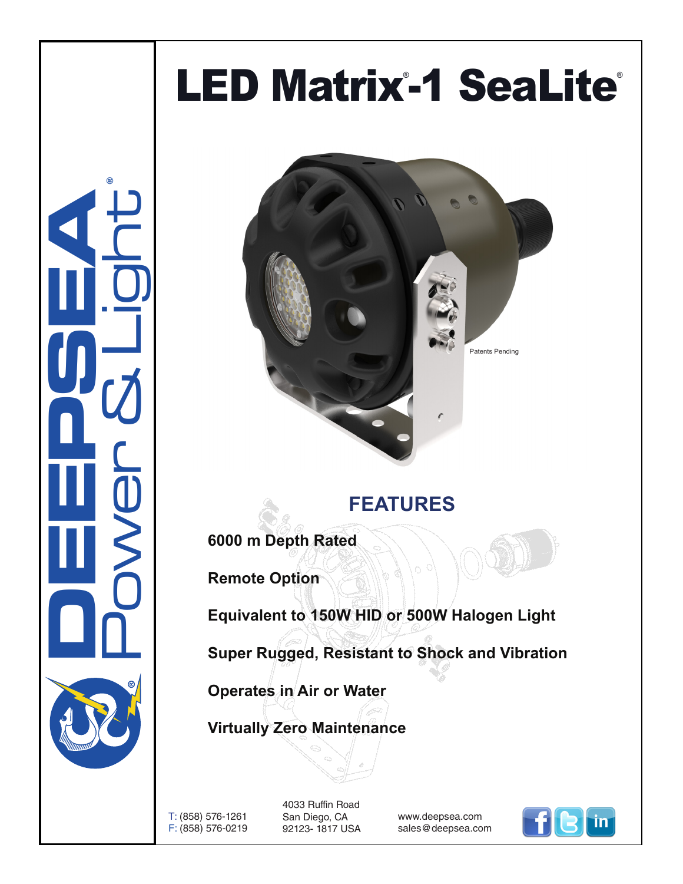# LED Matrix®-1 SeaLite®

Patents Pending

DEEPSEA® Power & Light®

## FEATURES

**6000 m Depth Rated**

**Remote Option**

**Equivalent to 150W HID or 500W Halogen Light**

**Super Rugged, Resistant to Shock and Vibration**

**Operates in Air or Water**

**Virtually Zero Maintenance**

T: (858) 576-1261
F: (858) 576-0219

4033 Ruffin Road
San Diego, CA
92123- 1817 USA

www.deepsea.com
sales@deepsea.com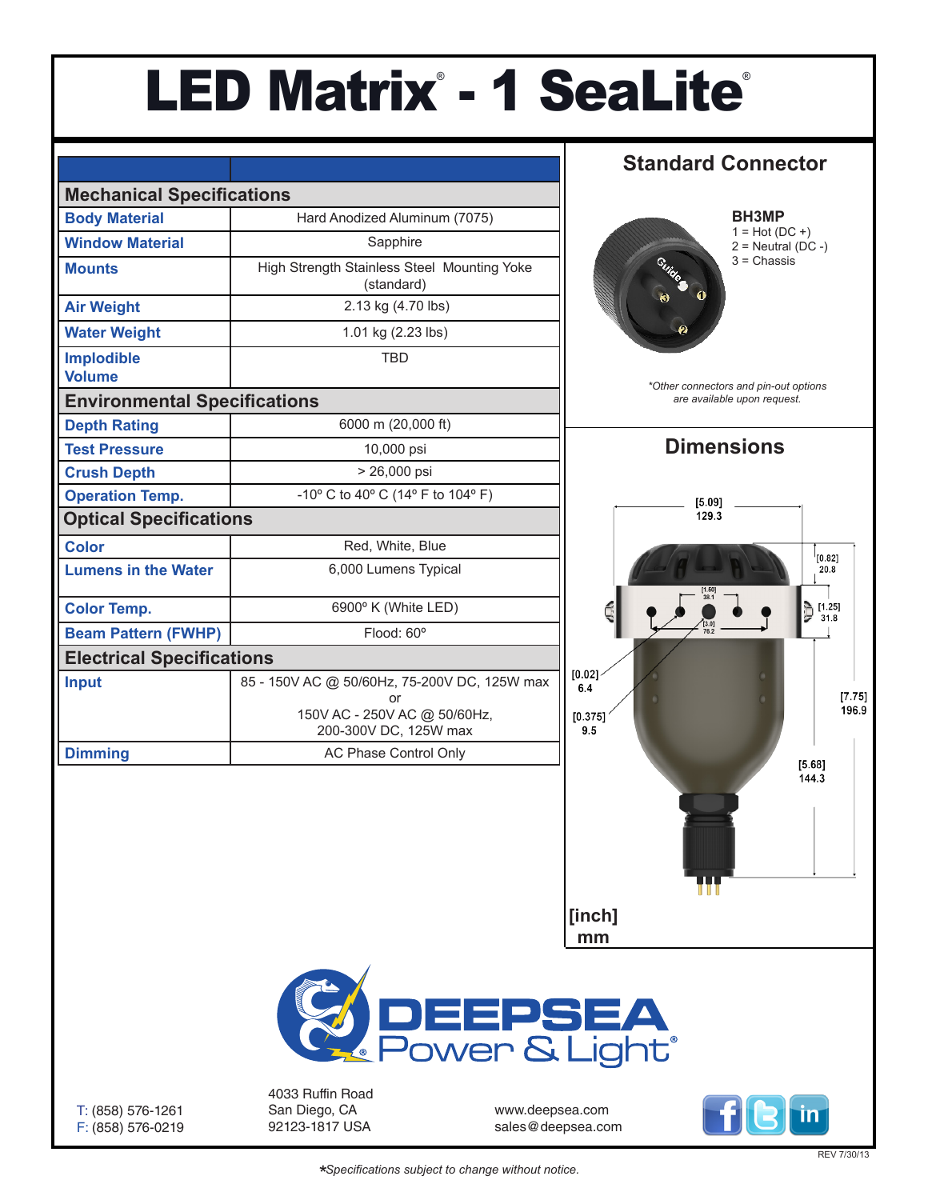# LED Matrix® - 1 SeaLite®

| | |
|---|---|
| **Mechanical Specifications** | |
| **Body Material** | Hard Anodized Aluminum (7075) |
| **Window Material** | Sapphire |
| **Mounts** | High Strength Stainless Steel Mounting Yoke (standard) |
| **Air Weight** | 2.13 kg (4.70 lbs) |
| **Water Weight** | 1.01 kg (2.23 lbs) |
| **Implodible Volume** | TBD |
| **Environmental Specifications** | |
| **Depth Rating** | 6000 m (20,000 ft) |
| **Test Pressure** | 10,000 psi |
| **Crush Depth** | > 26,000 psi |
| **Operation Temp.** | -10º C to 40º C (14º F to 104º F) |
| **Optical Specifications** | |
| **Color** | Red, White, Blue |
| **Lumens in the Water** | 6,000 Lumens Typical |
| **Color Temp.** | 6900º K (White LED) |
| **Beam Pattern (FWHP)** | Flood: 60º |
| **Electrical Specifications** | |
| **Input** | 85 - 150V AC @ 50/60Hz, 75-200V DC, 125W max or 150V AC - 250V AC @ 50/60Hz, 200-300V DC, 125W max |
| **Dimming** | AC Phase Control Only |

## Standard Connector

**BH3MP**
1 = Hot (DC +)
2 = Neutral (DC -)
3 = Chassis

*Other connectors and pin-out options are available upon request.*

## Dimensions

[5.09] 129.3
[0.82] 20.8
[1.50] 38.1
[3.0] 76.2
[1.25] 31.8
[0.02] 6.4
[0.375] 9.5
[7.75] 196.9
[5.68] 144.3

[inch]
mm

DEEPSEA Power & Light®

T: (858) 576-1261
F: (858) 576-0219

4033 Ruffin Road
San Diego, CA
92123-1817 USA

www.deepsea.com
sales@deepsea.com

REV 7/30/13

*Specifications subject to change without notice.*